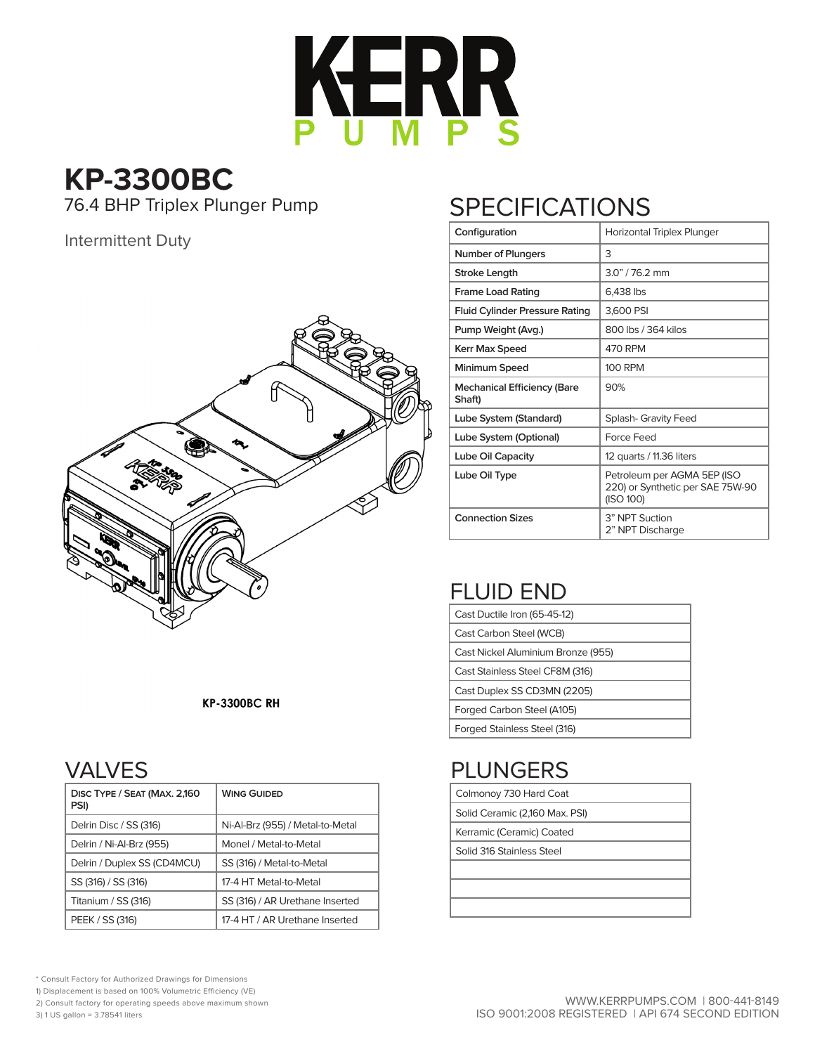# KERR PUMPS

# KP-3300BC

76.4 BHP Triplex Plunger Pump

Intermittent Duty

**KP-3300BC RH**

## SPECIFICATIONS

| Configuration | Horizontal Triplex Plunger |
|---|---|
| Number of Plungers | 3 |
| Stroke Length | 3.0" / 76.2 mm |
| Frame Load Rating | 6,438 lbs |
| Fluid Cylinder Pressure Rating | 3,600 PSI |
| Pump Weight (Avg.) | 800 lbs / 364 kilos |
| Kerr Max Speed | 470 RPM |
| Minimum Speed | 100 RPM |
| Mechanical Efficiency (Bare Shaft) | 90% |
| Lube System (Standard) | Splash- Gravity Feed |
| Lube System (Optional) | Force Feed |
| Lube Oil Capacity | 12 quarts / 11.36 liters |
| Lube Oil Type | Petroleum per AGMA 5EP (ISO 220) or Synthetic per SAE 75W-90 (ISO 100) |
| Connection Sizes | 3" NPT Suction<br>2" NPT Discharge |

## FLUID END

| |
|---|
| Cast Ductile Iron (65-45-12) |
| Cast Carbon Steel (WCB) |
| Cast Nickel Aluminium Bronze (955) |
| Cast Stainless Steel CF8M (316) |
| Cast Duplex SS CD3MN (2205) |
| Forged Carbon Steel (A105) |
| Forged Stainless Steel (316) |

## VALVES

| Disc Type / Seat (Max. 2,160 PSI) | Wing Guided |
|---|---|
| Delrin Disc / SS (316) | Ni-Al-Brz (955) / Metal-to-Metal |
| Delrin / Ni-Al-Brz (955) | Monel / Metal-to-Metal |
| Delrin / Duplex SS (CD4MCU) | SS (316) / Metal-to-Metal |
| SS (316) / SS (316) | 17-4 HT Metal-to-Metal |
| Titanium / SS (316) | SS (316) / AR Urethane Inserted |
| PEEK / SS (316) | 17-4 HT / AR Urethane Inserted |

## PLUNGERS

| |
|---|
| Colmonoy 730 Hard Coat |
| Solid Ceramic (2,160 Max. PSI) |
| Kerramic (Ceramic) Coated |
| Solid 316 Stainless Steel |
| |
| |
| |

\* Consult Factory for Authorized Drawings for Dimensions
1) Displacement is based on 100% Volumetric Efficiency (VE)
2) Consult factory for operating speeds above maximum shown
3) 1 US gallon = 3.78541 liters

WWW.KERRPUMPS.COM | 800-441-8149
ISO 9001:2008 REGISTERED | API 674 SECOND EDITION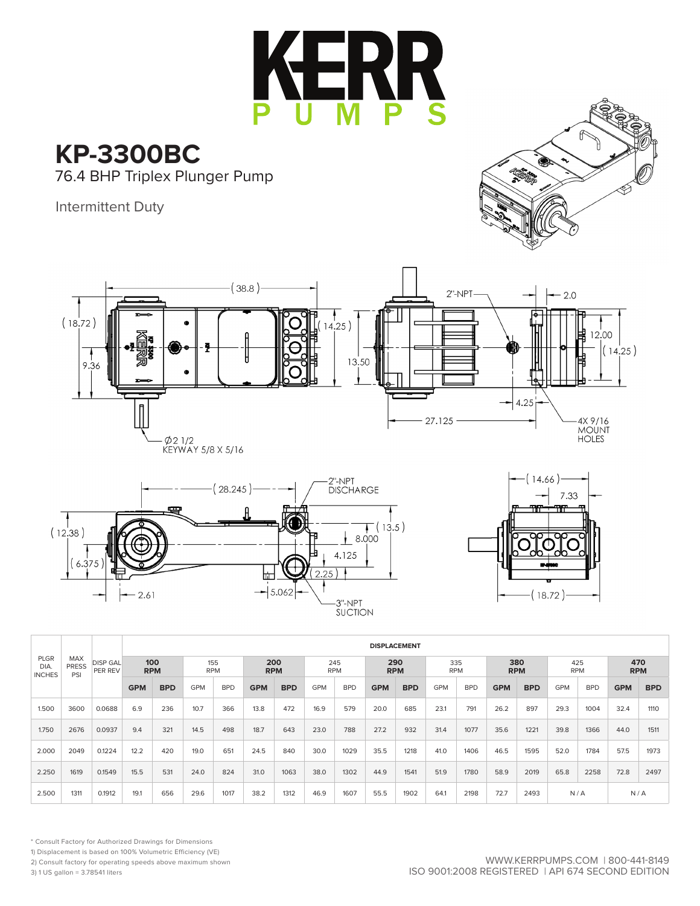# KERR PUMPS

## KP-3300BC

76.4 BHP Triplex Plunger Pump

Intermittent Duty

(38.8)
(18.72)
9.36
(14.25)
13.50
Ø2 1/2
KEYWAY 5/8 X 5/16
2"-NPT
2.0
12.00
(14.25)
4.25
27.125
4X 9/16
MOUNT
HOLES
(28.245)
2"-NPT
DISCHARGE
(12.38)
(6.375)
2.61
(13.5)
8.000
4.125
2.25
5.062
3"-NPT
SUCTION
(14.66)
7.33
(18.72)

| PLGR DIA. INCHES | MAX PRESS PSI | DISP GAL PER REV | DISPLACEMENT | | | | | | | | | | | | | | | | | |
|---|---|---|---|---|---|---|---|---|---|---|---|---|---|---|---|---|---|---|---|---|
| | | | 100 RPM | | 155 RPM | | 200 RPM | | 245 RPM | | 290 RPM | | 335 RPM | | 380 RPM | | 425 RPM | | 470 RPM | |
| | | | GPM | BPD | GPM | BPD | GPM | BPD | GPM | BPD | GPM | BPD | GPM | BPD | GPM | BPD | GPM | BPD | GPM | BPD |
| 1.500 | 3600 | 0.0688 | 6.9 | 236 | 10.7 | 366 | 13.8 | 472 | 16.9 | 579 | 20.0 | 685 | 23.1 | 791 | 26.2 | 897 | 29.3 | 1004 | 32.4 | 1110 |
| 1.750 | 2676 | 0.0937 | 9.4 | 321 | 14.5 | 498 | 18.7 | 643 | 23.0 | 788 | 27.2 | 932 | 31.4 | 1077 | 35.6 | 1221 | 39.8 | 1366 | 44.0 | 1511 |
| 2.000 | 2049 | 0.1224 | 12.2 | 420 | 19.0 | 651 | 24.5 | 840 | 30.0 | 1029 | 35.5 | 1218 | 41.0 | 1406 | 46.5 | 1595 | 52.0 | 1784 | 57.5 | 1973 |
| 2.250 | 1619 | 0.1549 | 15.5 | 531 | 24.0 | 824 | 31.0 | 1063 | 38.0 | 1302 | 44.9 | 1541 | 51.9 | 1780 | 58.9 | 2019 | 65.8 | 2258 | 72.8 | 2497 |
| 2.500 | 1311 | 0.1912 | 19.1 | 656 | 29.6 | 1017 | 38.2 | 1312 | 46.9 | 1607 | 55.5 | 1902 | 64.1 | 2198 | 72.7 | 2493 | N/A | | N/A | |

\* Consult Factory for Authorized Drawings for Dimensions

1) Displacement is based on 100% Volumetric Efficiency (VE)

2) Consult factory for operating speeds above maximum shown

3) 1 US gallon = 3.78541 liters

WWW.KERRPUMPS.COM | 800-441-8149

ISO 9001:2008 REGISTERED | API 674 SECOND EDITION